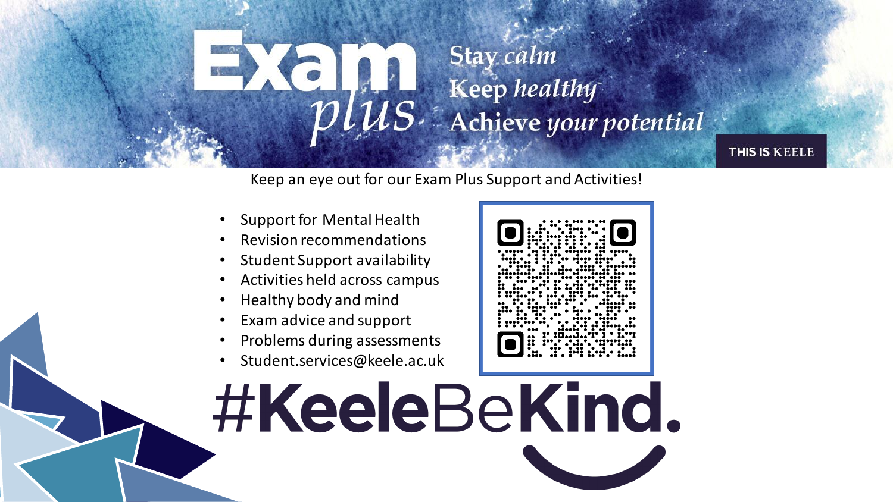# Exam *plus*

Stay *calm*
Keep *healthy*
Achieve *your potential*

THIS IS KEELE

Keep an eye out for our Exam Plus Support and Activities!

- Support for Mental Health
- Revision recommendations
- Student Support availability
- Activities held across campus
- Healthy body and mind
- Exam advice and support
- Problems during assessments
- Student.services@keele.ac.uk

# #KeeleBeKind.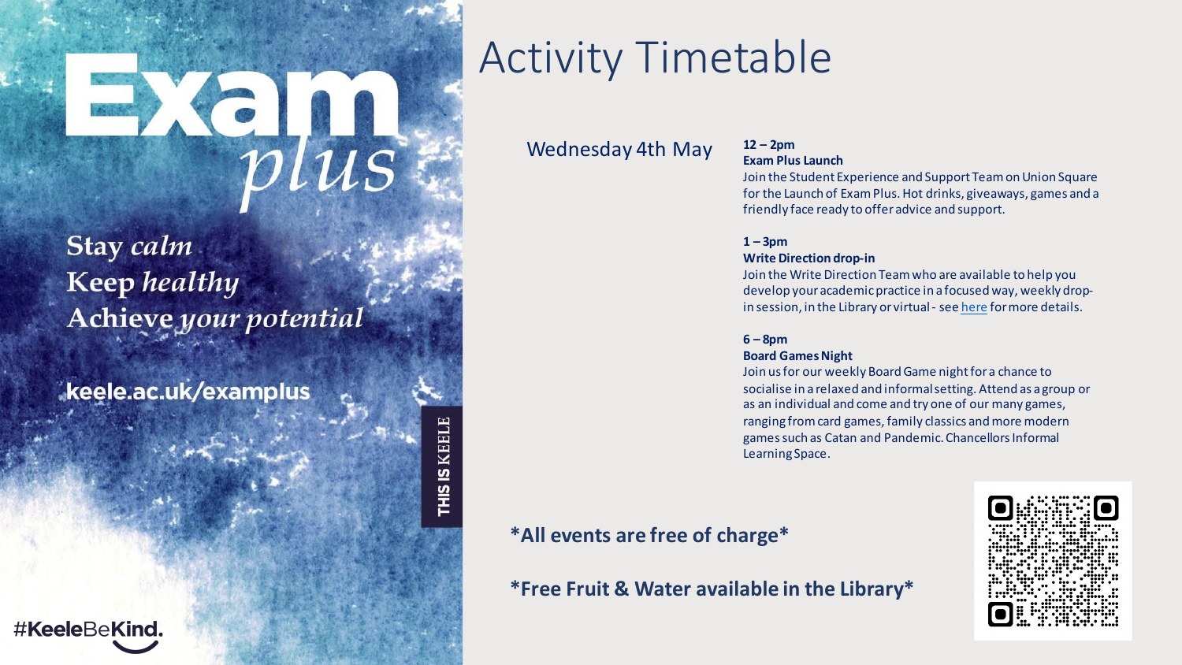Exam *plus*

Stay *calm*
Keep *healthy*
Achieve *your potential*

keele.ac.uk/examplus

THIS IS KEELE

#KeeleBeKind.

# Activity Timetable

## Wednesday 4th May

**12 – 2pm**
**Exam Plus Launch**
Join the Student Experience and Support Team on Union Square for the Launch of Exam Plus. Hot drinks, giveaways, games and a friendly face ready to offer advice and support.

**1 – 3pm**
**Write Direction drop-in**
Join the Write Direction Team who are available to help you develop your academic practice in a focused way, weekly drop-in session, in the Library or virtual - see [here](#) for more details.

**6 – 8pm**
**Board Games Night**
Join us for our weekly Board Game night for a chance to socialise in a relaxed and informal setting. Attend as a group or as an individual and come and try one of our many games, ranging from card games, family classics and more modern games such as Catan and Pandemic. Chancellors Informal Learning Space.

**\*All events are free of charge\***

**\*Free Fruit & Water available in the Library\***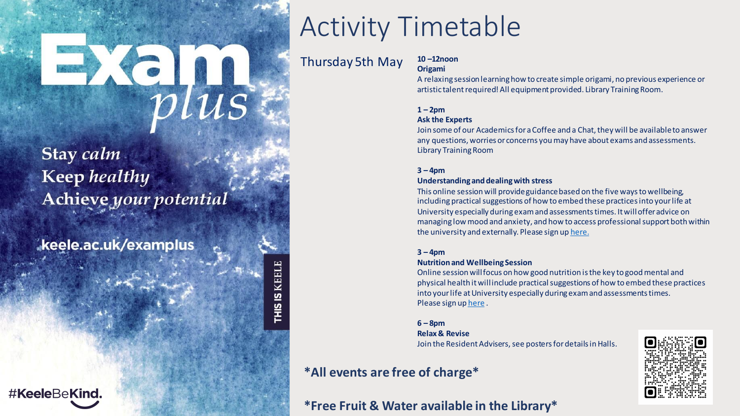# Exam *plus*

**Stay** ***calm***
**Keep** ***healthy***
**Achieve** ***your potential***

**keele.ac.uk/examplus**

**THIS IS KEELE**

**#KeeleBeKind.**

# Activity Timetable

## Thursday 5th May

**10 –12noon**
**Origami**
A relaxing session learning how to create simple origami, no previous experience or artistic talent required! All equipment provided. Library Training Room.

**1 – 2pm**
**Ask the Experts**
Join some of our Academics for a Coffee and a Chat, they will be available to answer any questions, worries or concerns you may have about exams and assessments. Library Training Room

**3 – 4pm**
**Understanding and dealing with stress**
This online session will provide guidance based on the five ways to wellbeing, including practical suggestions of how to embed these practices into your life at University especially during exam and assessments times. It will offer advice on managing low mood and anxiety, and how to access professional support both within the university and externally. Please sign up here.

**3 – 4pm**
**Nutrition and Wellbeing Session**
Online session will focus on how good nutrition is the key to good mental and physical health it will include practical suggestions of how to embed these practices into your life at University especially during exam and assessments times. Please sign up here .

**6 – 8pm**
**Relax & Revise**
Join the Resident Advisers, see posters for details in Halls.

**\*All events are free of charge\***

**\*Free Fruit & Water available in the Library\***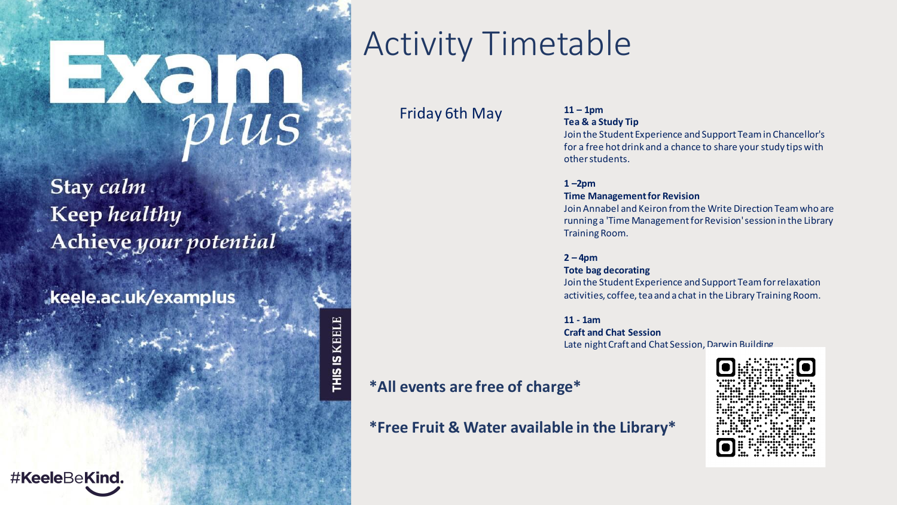# Exam *plus*

**Stay *calm***
**Keep *healthy***
**Achieve *your potential***

**keele.ac.uk/examplus**

THIS IS KEELE

#KeeleBeKind.

# Activity Timetable

Friday 6th May

**11 – 1pm**
**Tea & a Study Tip**
Join the Student Experience and Support Team in Chancellor's for a free hot drink and a chance to share your study tips with other students.

**1 –2pm**
**Time Management for Revision**
Join Annabel and Keiron from the Write Direction Team who are running a 'Time Management for Revision' session in the Library Training Room.

**2 – 4pm**
**Tote bag decorating**
Join the Student Experience and Support Team for relaxation activities, coffee, tea and a chat in the Library Training Room.

**11 - 1am**
**Craft and Chat Session**
Late night Craft and Chat Session, Darwin Building

**\*All events are free of charge\***

**\*Free Fruit & Water available in the Library\***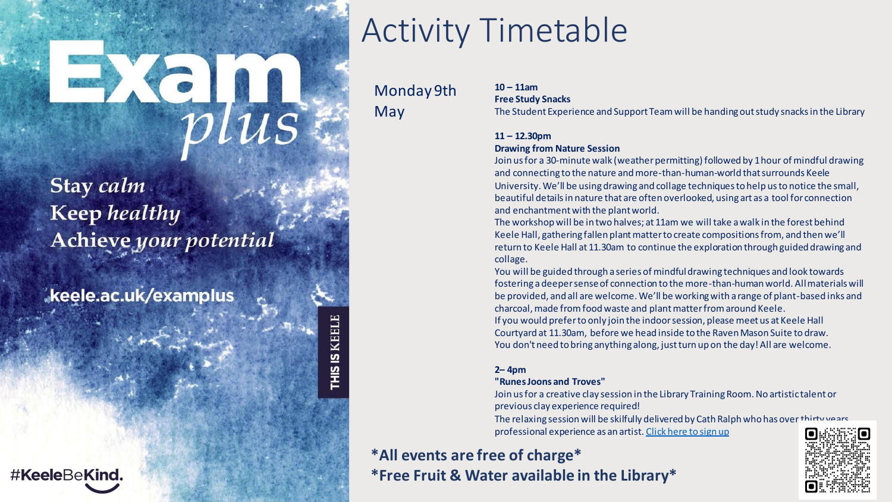# Exam *plus*

Stay *calm*
Keep *healthy*
Achieve *your potential*

keele.ac.uk/examplus

THIS IS KEELE

#KeeleBeKind.

# Activity Timetable

## Monday 9th May

**10 – 11am**
**Free Study Snacks**
The Student Experience and Support Team will be handing out study snacks in the Library

**11 – 12.30pm**
**Drawing from Nature Session**
Join us for a 30-minute walk (weather permitting) followed by 1 hour of mindful drawing and connecting to the nature and more-than-human-world that surrounds Keele University. We'll be using drawing and collage techniques to help us to notice the small, beautiful details in nature that are often overlooked, using art as a tool for connection and enchantment with the plant world.
The workshop will be in two halves; at 11am we will take a walk in the forest behind Keele Hall, gathering fallen plant matter to create compositions from, and then we'll return to Keele Hall at 11.30am to continue the exploration through guided drawing and collage.
You will be guided through a series of mindful drawing techniques and look towards fostering a deeper sense of connection to the more-than-human world. All materials will be provided, and all are welcome. We'll be working with a range of plant-based inks and charcoal, made from food waste and plant matter from around Keele.
If you would prefer to only join the indoor session, please meet us at Keele Hall Courtyard at 11.30am, before we head inside to the Raven Mason Suite to draw.
You don't need to bring anything along, just turn up on the day! All are welcome.

**2– 4pm**
**"Runes Joons and Troves"**
Join us for a creative clay session in the Library Training Room. No artistic talent or previous clay experience required!
The relaxing session will be skilfully delivered by Cath Ralph who has over thirty years professional experience as an artist. Click here to sign up

**\*All events are free of charge\***
**\*Free Fruit & Water available in the Library\***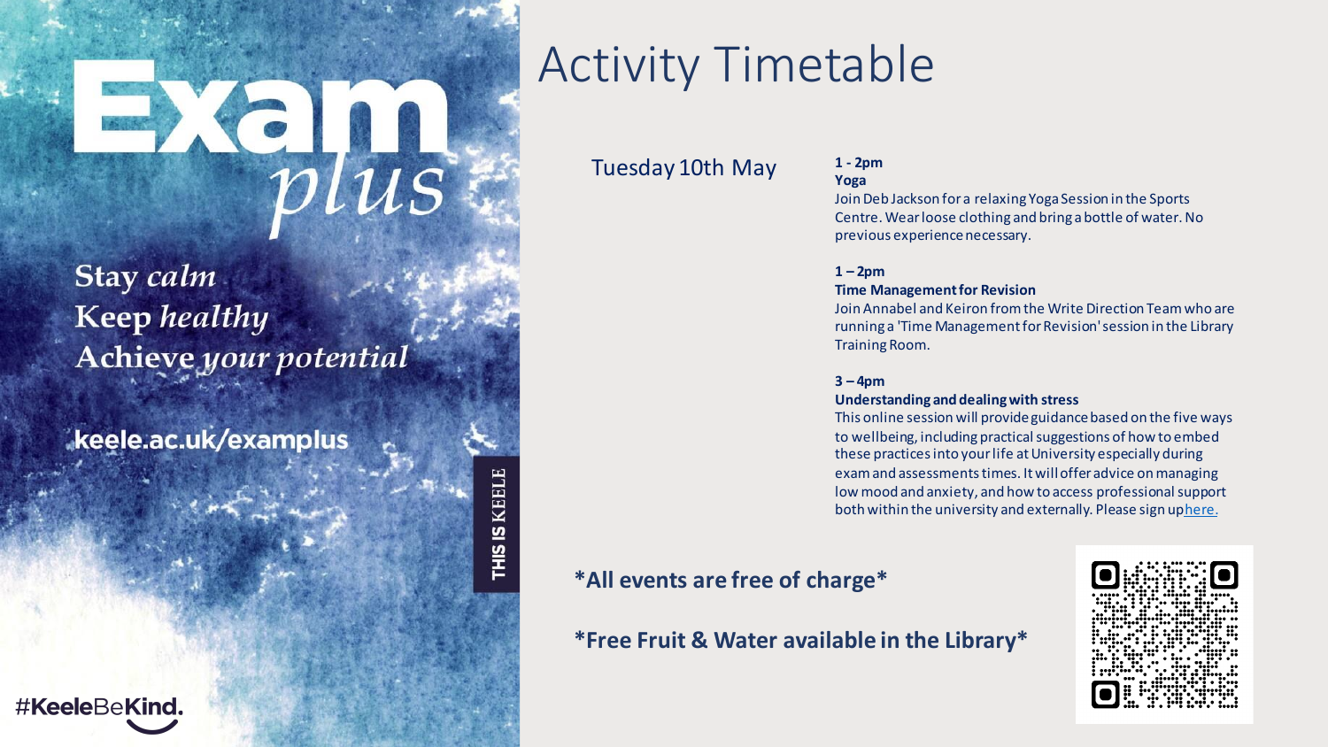# Exam *plus*

**Stay** *calm*
**Keep** *healthy*
**Achieve** *your potential*

**keele.ac.uk/examplus**

THIS IS KEELE

#KeeleBeKind.

# Activity Timetable

## Tuesday 10th May

**1 - 2pm**
**Yoga**
Join Deb Jackson for a relaxing Yoga Session in the Sports Centre. Wear loose clothing and bring a bottle of water. No previous experience necessary.

**1 – 2pm**
**Time Management for Revision**
Join Annabel and Keiron from the Write Direction Team who are running a 'Time Management for Revision' session in the Library Training Room.

**3 – 4pm**
**Understanding and dealing with stress**
This online session will provide guidance based on the five ways to wellbeing, including practical suggestions of how to embed these practices into your life at University especially during exam and assessments times. It will offer advice on managing low mood and anxiety, and how to access professional support both within the university and externally. Please sign up here.

**\*All events are free of charge\***

**\*Free Fruit & Water available in the Library\***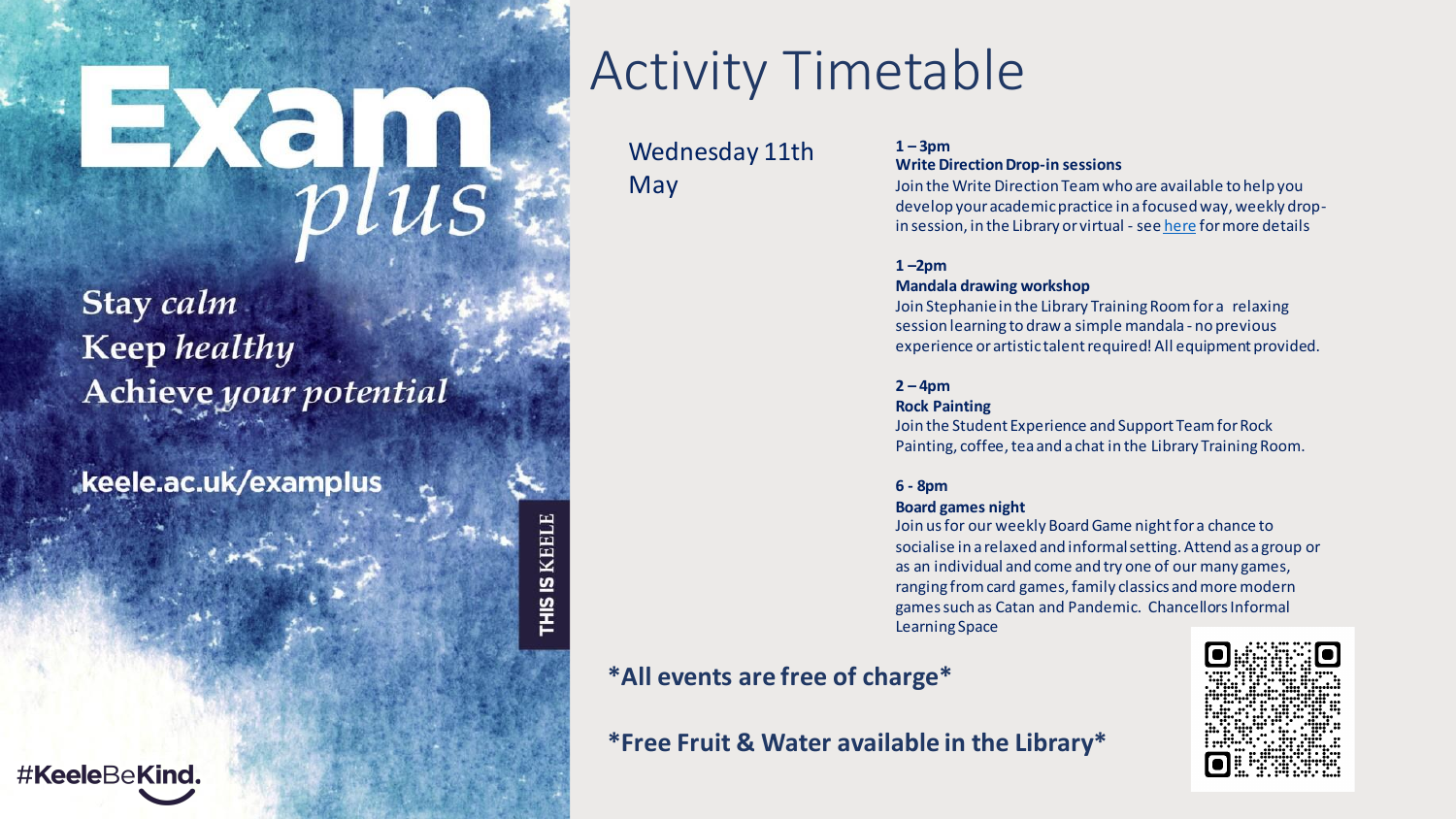# Exam *plus*

**Stay** *calm*
**Keep** *healthy*
**Achieve** *your potential*

**keele.ac.uk/examplus**

THIS IS KEELE

#KeeleBeKind.

# Activity Timetable

## Wednesday 11th May

**1 – 3pm**
**Write Direction Drop-in sessions**
Join the Write Direction Team who are available to help you develop your academic practice in a focused way, weekly drop-in session, in the Library or virtual - see here for more details

**1 –2pm**
**Mandala drawing workshop**
Join Stephanie in the Library Training Room for a relaxing session learning to draw a simple mandala - no previous experience or artistic talent required! All equipment provided.

**2 – 4pm**
**Rock Painting**
Join the Student Experience and Support Team for Rock Painting, coffee, tea and a chat in the Library Training Room.

**6 - 8pm**
**Board games night**
Join us for our weekly Board Game night for a chance to socialise in a relaxed and informal setting. Attend as a group or as an individual and come and try one of our many games, ranging from card games, family classics and more modern games such as Catan and Pandemic. Chancellors Informal Learning Space

**\*All events are free of charge\***

**\*Free Fruit & Water available in the Library\***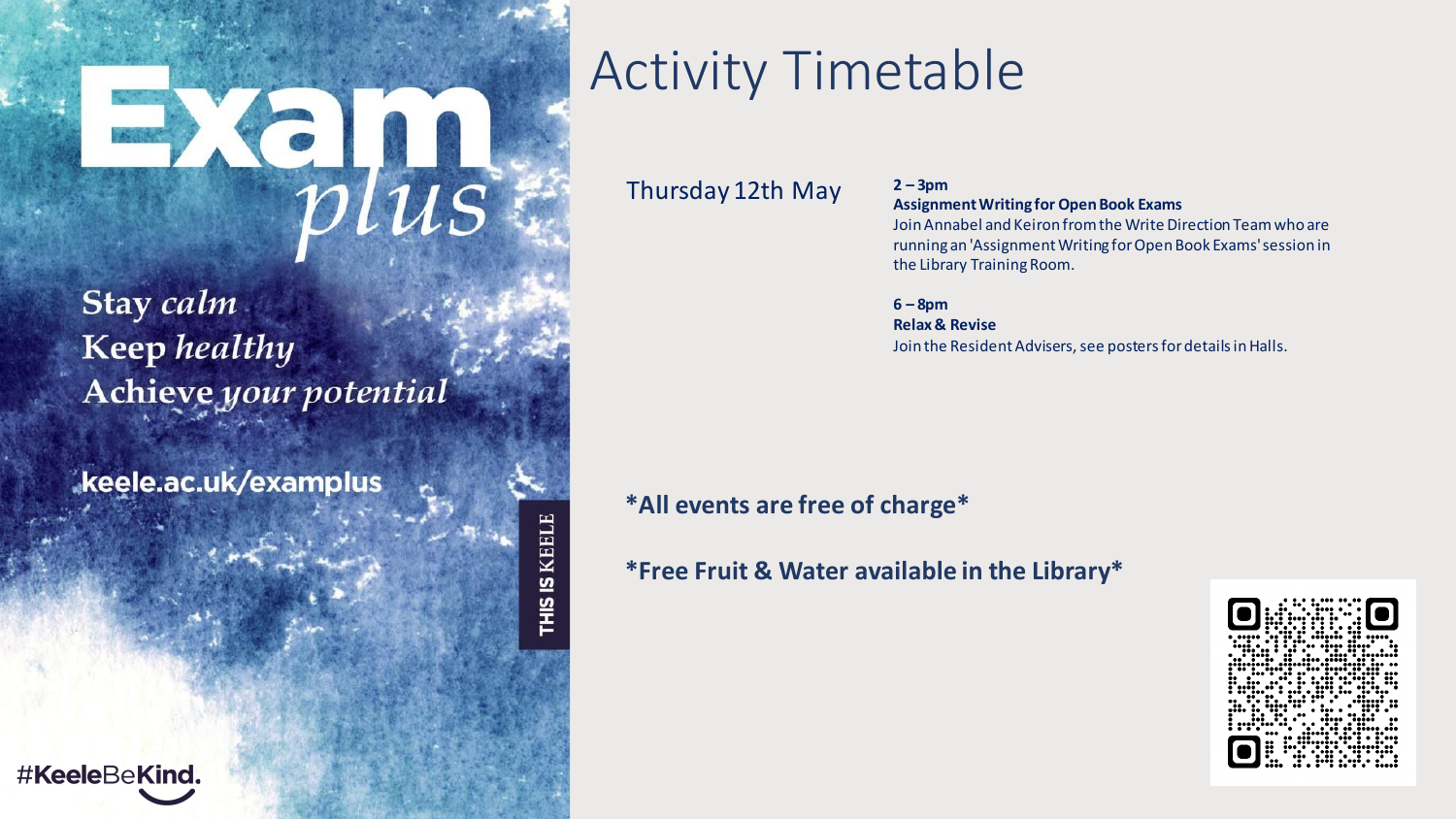# Exam *plus*

**Stay** *calm*
**Keep** *healthy*
**Achieve** *your potential*

**keele.ac.uk/examplus**

THIS IS KEELE

#KeeleBeKind.

# Activity Timetable

Thursday 12th May

**2 – 3pm**
**Assignment Writing for Open Book Exams**
Join Annabel and Keiron from the Write Direction Team who are running an 'Assignment Writing for Open Book Exams' session in the Library Training Room.

**6 – 8pm**
**Relax & Revise**
Join the Resident Advisers, see posters for details in Halls.

**\*All events are free of charge\***

**\*Free Fruit & Water available in the Library\***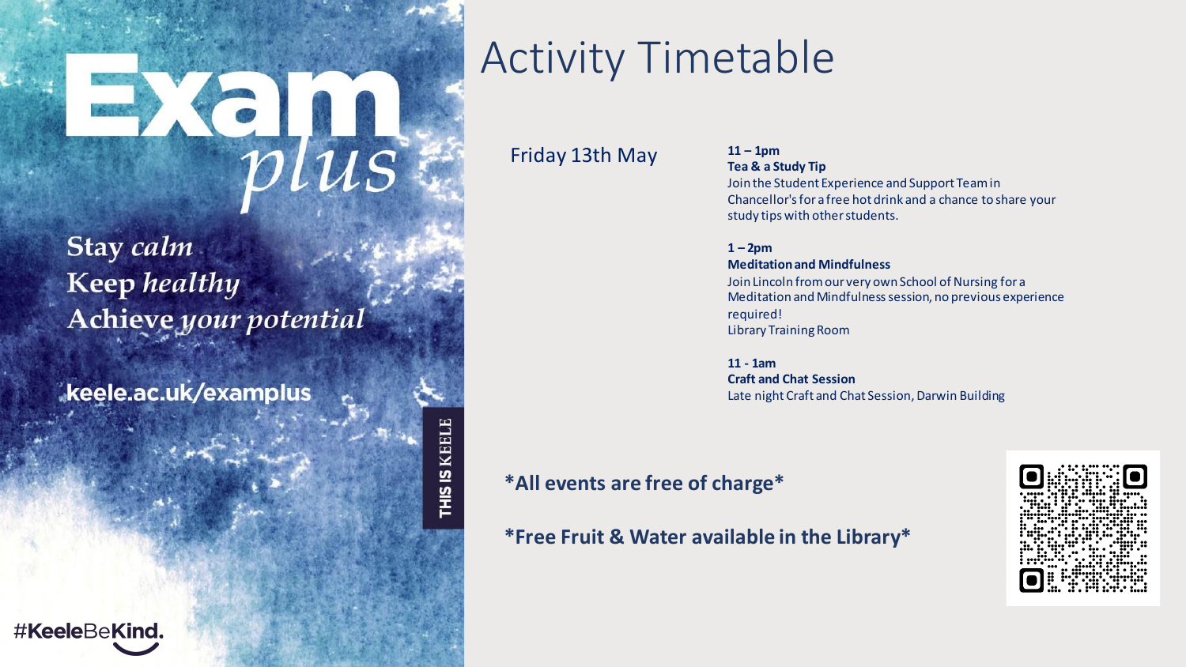# Exam *plus*

**Stay** *calm*
**Keep** *healthy*
**Achieve** *your potential*

**keele.ac.uk/examplus**

**THIS IS KEELE**

**#KeeleBeKind.**

# Activity Timetable

Friday 13th May

**11 – 1pm**
**Tea & a Study Tip**
Join the Student Experience and Support Team in Chancellor's for a free hot drink and a chance to share your study tips with other students.

**1 – 2pm**
**Meditation and Mindfulness**
Join Lincoln from our very own School of Nursing for a Meditation and Mindfulness session, no previous experience required!
Library Training Room

**11 - 1am**
**Craft and Chat Session**
Late night Craft and Chat Session, Darwin Building

***All events are free of charge***

***Free Fruit & Water available in the Library***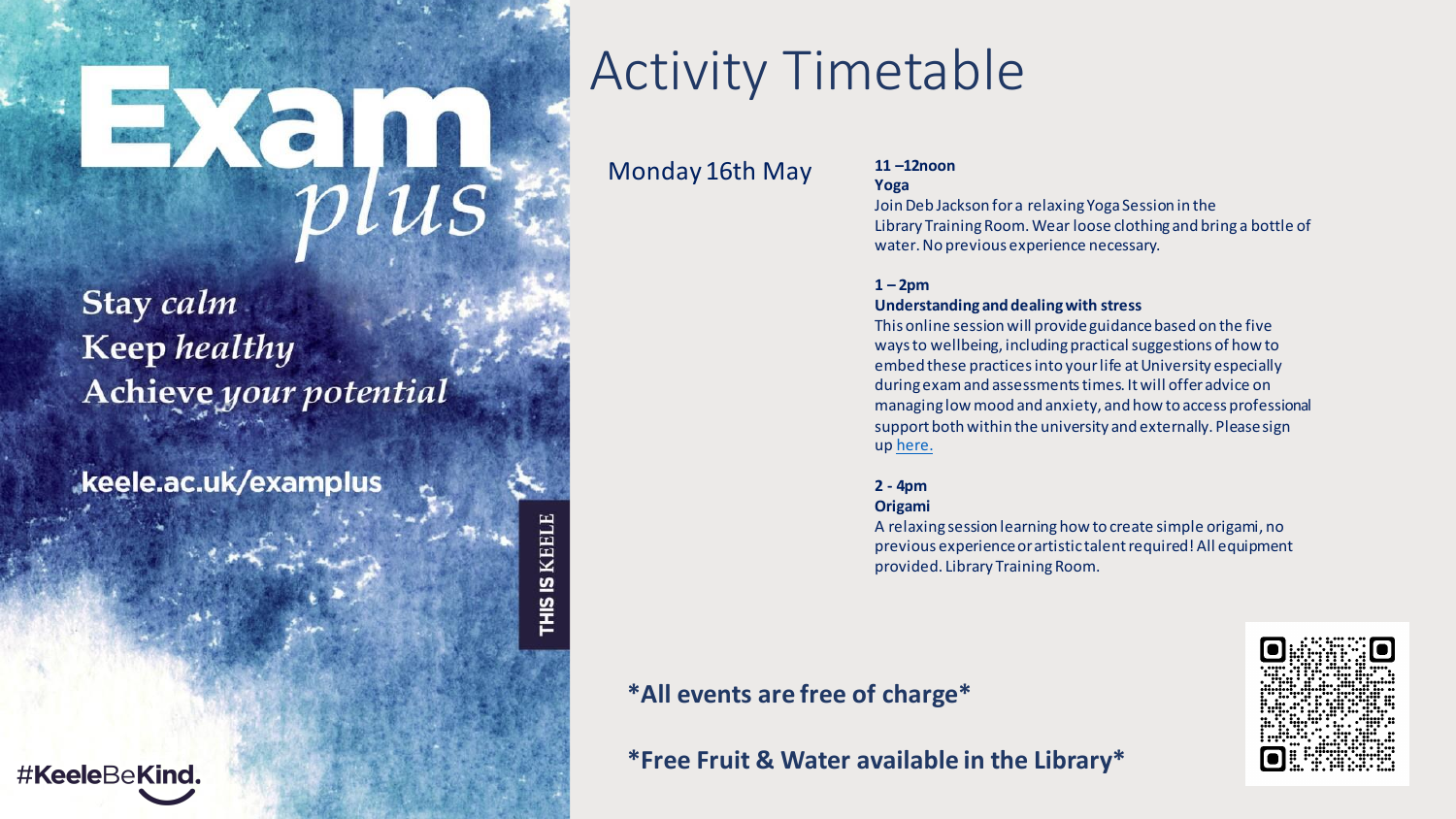# Exam *plus*

**Stay** *calm*
**Keep** *healthy*
**Achieve** *your potential*

**keele.ac.uk/examplus**

**THIS IS KEELE**

**#KeeleBeKind.**

## Activity Timetable

### Monday 16th May

**11 –12noon**
**Yoga**
Join Deb Jackson for a relaxing Yoga Session in the Library Training Room. Wear loose clothing and bring a bottle of water. No previous experience necessary.

**1 – 2pm**
**Understanding and dealing with stress**
This online session will provide guidance based on the five ways to wellbeing, including practical suggestions of how to embed these practices into your life at University especially during exam and assessments times. It will offer advice on managing low mood and anxiety, and how to access professional support both within the university and externally. Please sign up here.

**2 - 4pm**
**Origami**
A relaxing session learning how to create simple origami, no previous experience or artistic talent required! All equipment provided. Library Training Room.

***All events are free of charge***

***Free Fruit & Water available in the Library***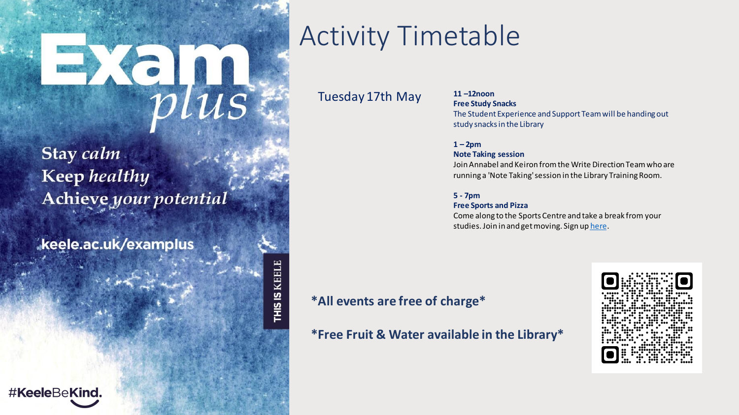Exam *plus*

Stay *calm*
Keep *healthy*
Achieve *your potential*

keele.ac.uk/examplus

THIS IS KEELE

#KeeleBeKind.

# Activity Timetable

Tuesday 17th May

**11 –12noon**
**Free Study Snacks**
The Student Experience and Support Team will be handing out study snacks in the Library

**1 – 2pm**
**Note Taking session**
Join Annabel and Keiron from the Write Direction Team who are running a 'Note Taking' session in the Library Training Room.

**5 - 7pm**
**Free Sports and Pizza**
Come along to the Sports Centre and take a break from your studies. Join in and get moving. Sign up here.

**\*All events are free of charge\***

**\*Free Fruit & Water available in the Library\***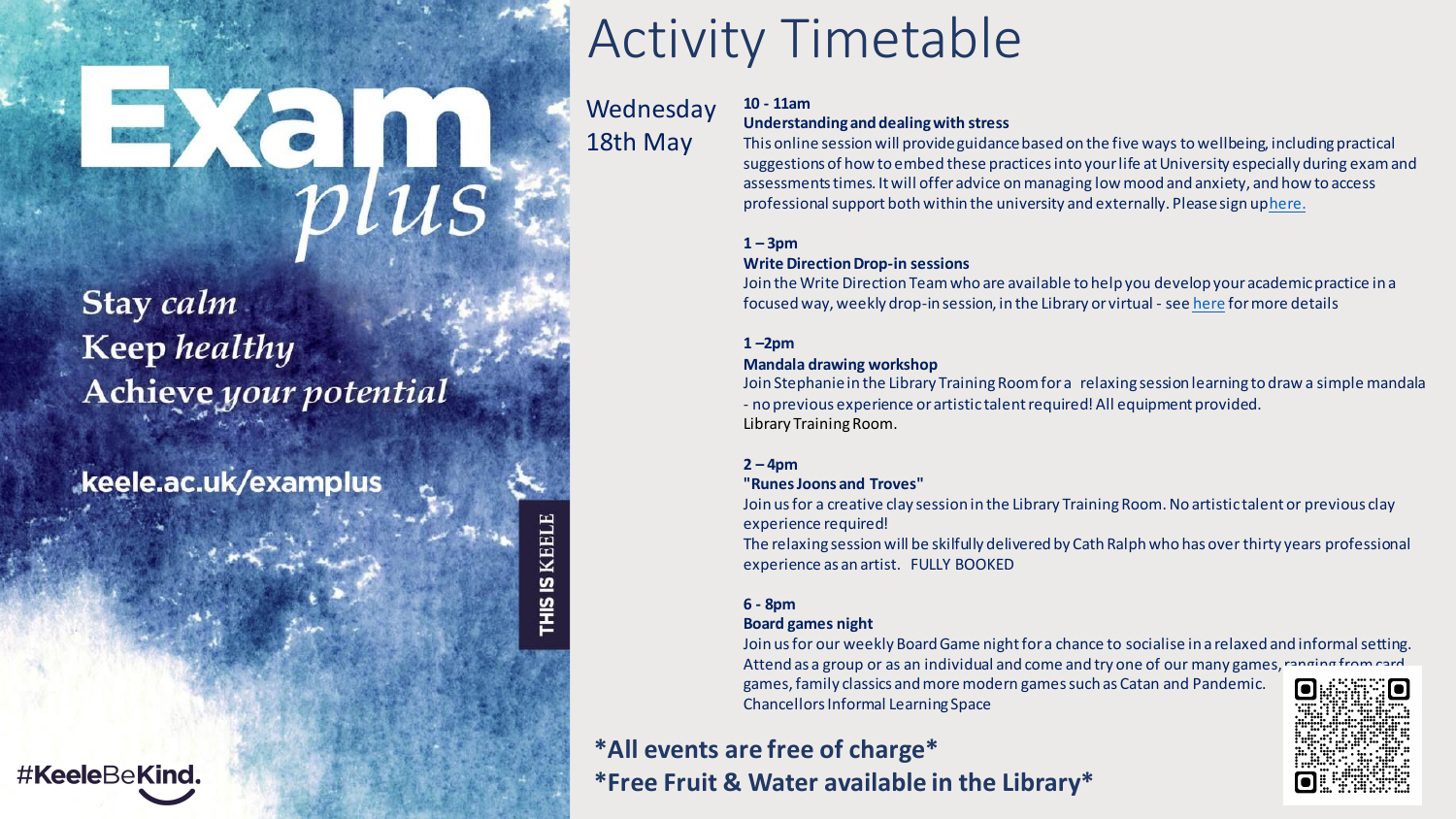# Exam *plus*

**Stay** *calm*
**Keep** *healthy*
**Achieve** *your potential*

**keele.ac.uk/examplus**

**THIS IS KEELE**

**#KeeleBeKind.**

# Activity Timetable

## Wednesday 18th May

**10 - 11am**
**Understanding and dealing with stress**
This online session will provide guidance based on the five ways to wellbeing, including practical suggestions of how to embed these practices into your life at University especially during exam and assessments times. It will offer advice on managing low mood and anxiety, and how to access professional support both within the university and externally. Please sign up here.

**1 – 3pm**
**Write Direction Drop-in sessions**
Join the Write Direction Team who are available to help you develop your academic practice in a focused way, weekly drop-in session, in the Library or virtual - see here for more details

**1 –2pm**
**Mandala drawing workshop**
Join Stephanie in the Library Training Room for a relaxing session learning to draw a simple mandala - no previous experience or artistic talent required! All equipment provided.
Library Training Room.

**2 – 4pm**
**"Runes Joons and Troves"**
Join us for a creative clay session in the Library Training Room. No artistic talent or previous clay experience required!
The relaxing session will be skilfully delivered by Cath Ralph who has over thirty years professional experience as an artist. FULLY BOOKED

**6 - 8pm**
**Board games night**
Join us for our weekly Board Game night for a chance to socialise in a relaxed and informal setting. Attend as a group or as an individual and come and try one of our many games, ranging from card games, family classics and more modern games such as Catan and Pandemic.
Chancellors Informal Learning Space

**\*All events are free of charge\***
**\*Free Fruit & Water available in the Library\***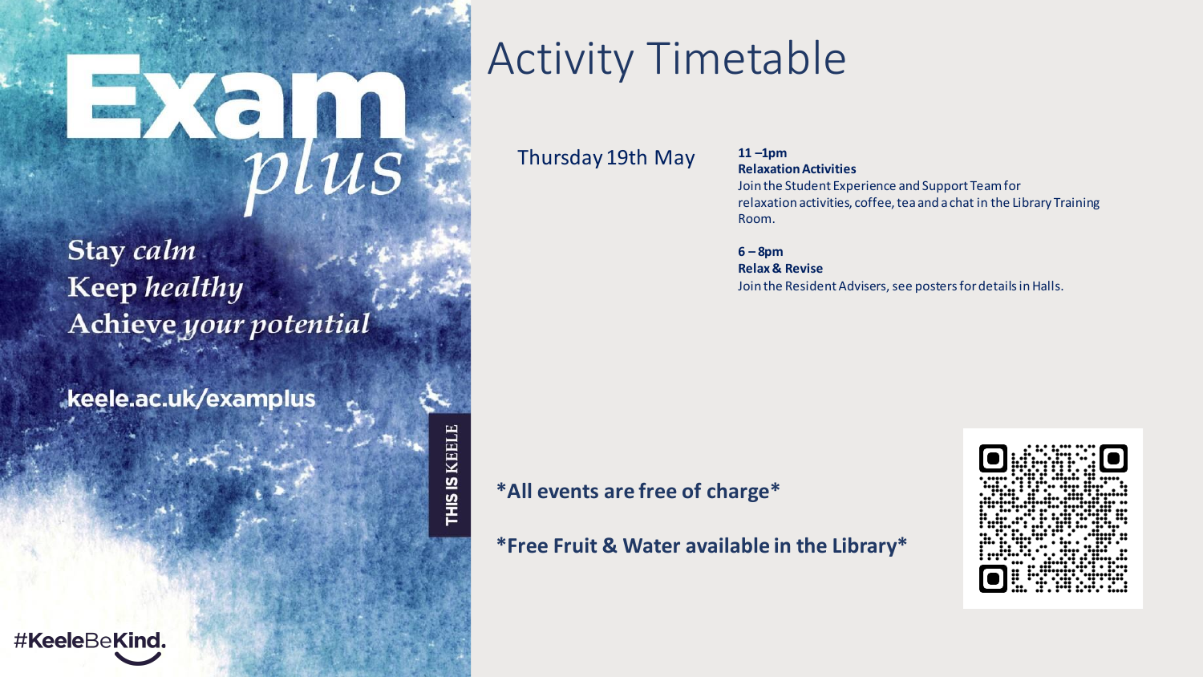# Exam *plus*

**Stay** ***calm***
**Keep** ***healthy***
**Achieve** ***your potential***

**keele.ac.uk/examplus**

**THIS IS** KEELE

**#KeeleBeKind.**

# Activity Timetable

Thursday 19th May

**11 –1pm**
**Relaxation Activities**
Join the Student Experience and Support Team for relaxation activities, coffee, tea and a chat in the Library Training Room.

**6 – 8pm**
**Relax & Revise**
Join the Resident Advisers, see posters for details in Halls.

**\*All events are free of charge\***

**\*Free Fruit & Water available in the Library\***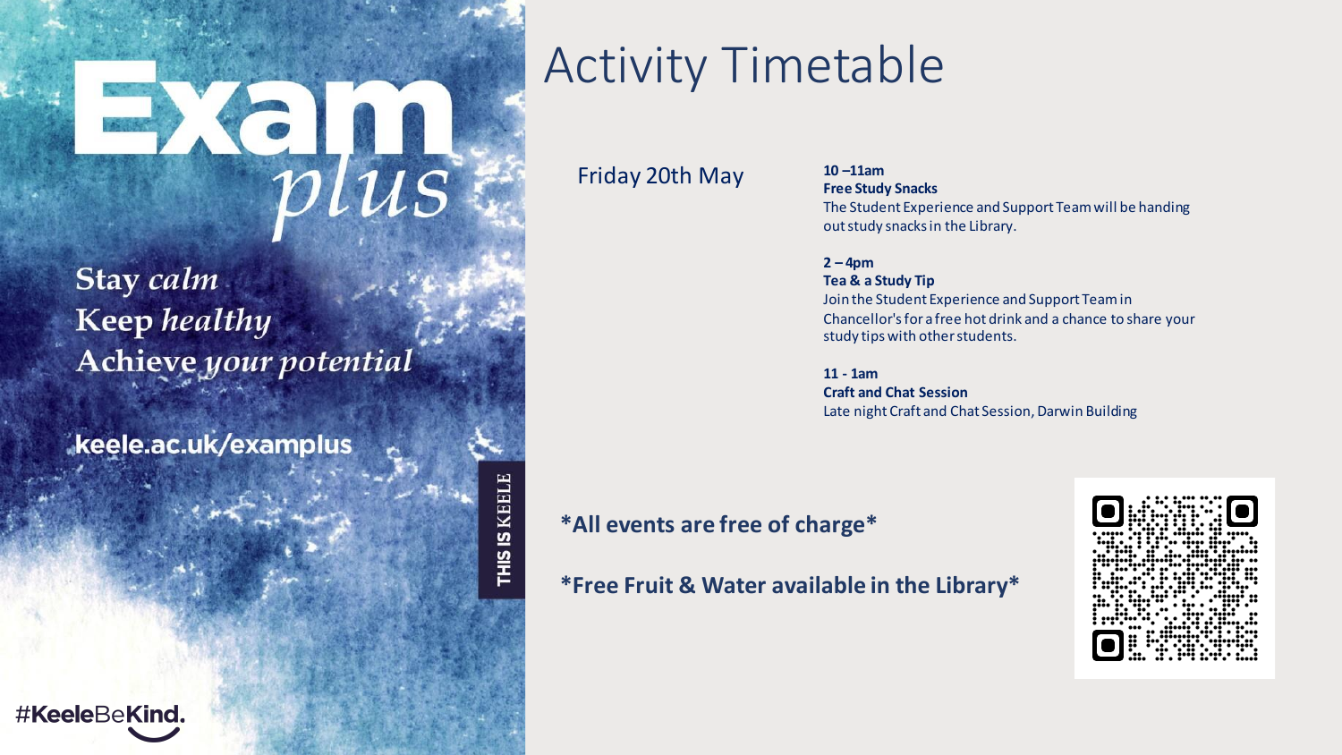# Exam *plus*

Stay *calm*
Keep *healthy*
Achieve *your potential*

keele.ac.uk/examplus

THIS IS KEELE

#KeeleBeKind.

# Activity Timetable

Friday 20th May

**10 –11am**
**Free Study Snacks**
The Student Experience and Support Team will be handing out study snacks in the Library.

**2 – 4pm**
**Tea & a Study Tip**
Join the Student Experience and Support Team in Chancellor's for a free hot drink and a chance to share your study tips with other students.

**11 - 1am**
**Craft and Chat Session**
Late night Craft and Chat Session, Darwin Building

**\*All events are free of charge\***

**\*Free Fruit & Water available in the Library\***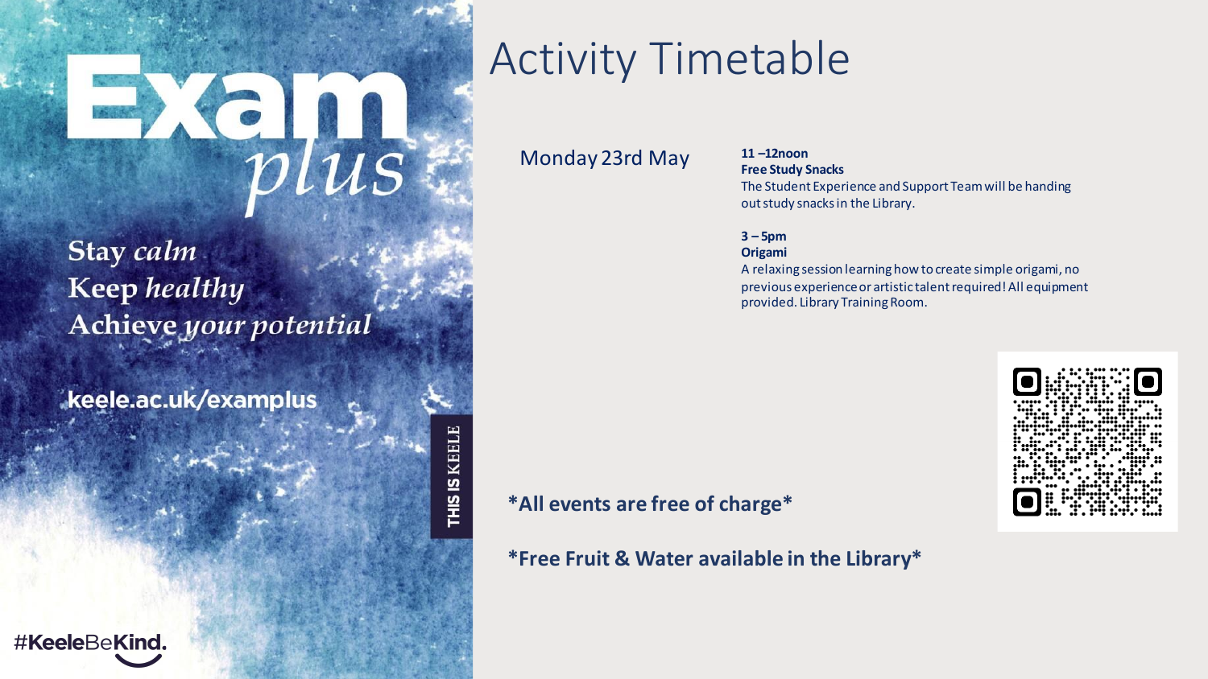# Exam *plus*

**Stay** *calm*
**Keep** *healthy*
**Achieve** *your potential*

**keele.ac.uk/examplus**

**THIS IS** KEELE

**#KeeleBeKind.**

# Activity Timetable

Monday 23rd May

**11 –12noon**
**Free Study Snacks**
The Student Experience and Support Team will be handing out study snacks in the Library.

**3 – 5pm**
**Origami**
A relaxing session learning how to create simple origami, no previous experience or artistic talent required! All equipment provided. Library Training Room.

**\*All events are free of charge\***

**\*Free Fruit & Water available in the Library\***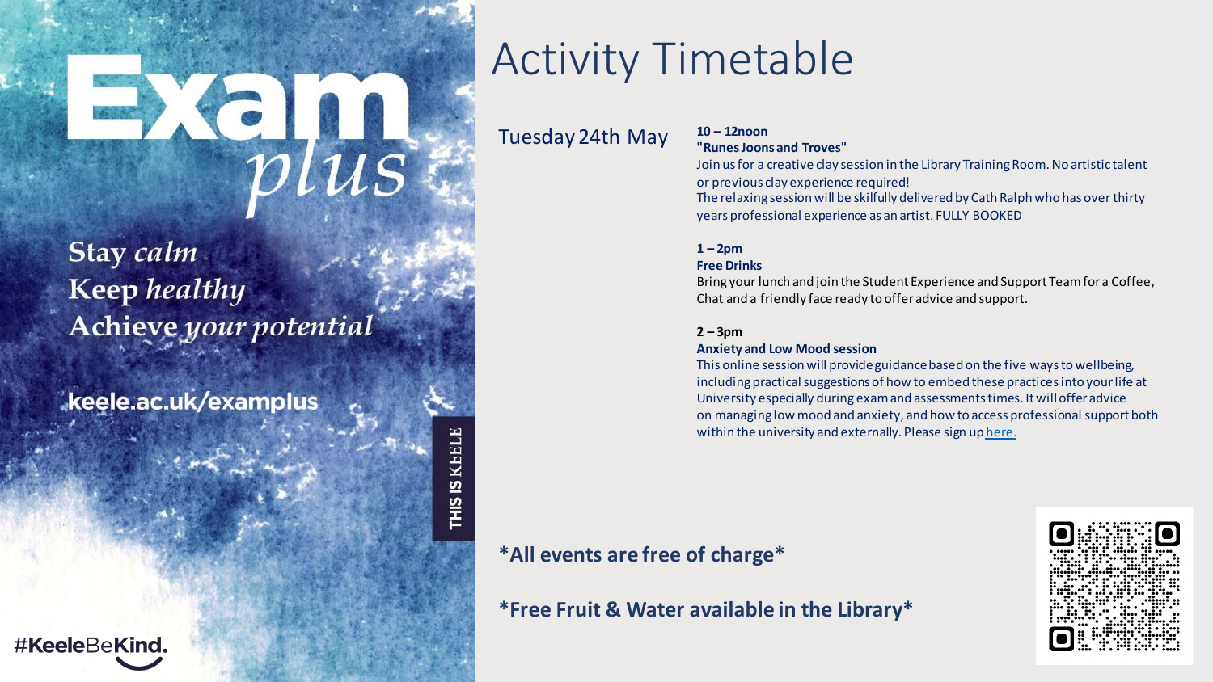Exam *plus*

**Stay** *calm*
**Keep** *healthy*
**Achieve** *your potential*

**keele.ac.uk/examplus**

THIS IS KEELE

#KeeleBeKind.

# Activity Timetable

## Tuesday 24th May

**10 – 12noon**
**"Runes Joons and Troves"**
Join us for a creative clay session in the Library Training Room. No artistic talent or previous clay experience required!
The relaxing session will be skilfully delivered by Cath Ralph who has over thirty years professional experience as an artist. FULLY BOOKED

**1 – 2pm**
**Free Drinks**
Bring your lunch and join the Student Experience and Support Team for a Coffee, Chat and a friendly face ready to offer advice and support.

**2 – 3pm**
**Anxiety and Low Mood session**
This online session will provide guidance based on the five ways to wellbeing, including practical suggestions of how to embed these practices into your life at University especially during exam and assessments times. It will offer advice on managing low mood and anxiety, and how to access professional support both within the university and externally. Please sign up here.

**\*All events are free of charge\***

**\*Free Fruit & Water available in the Library\***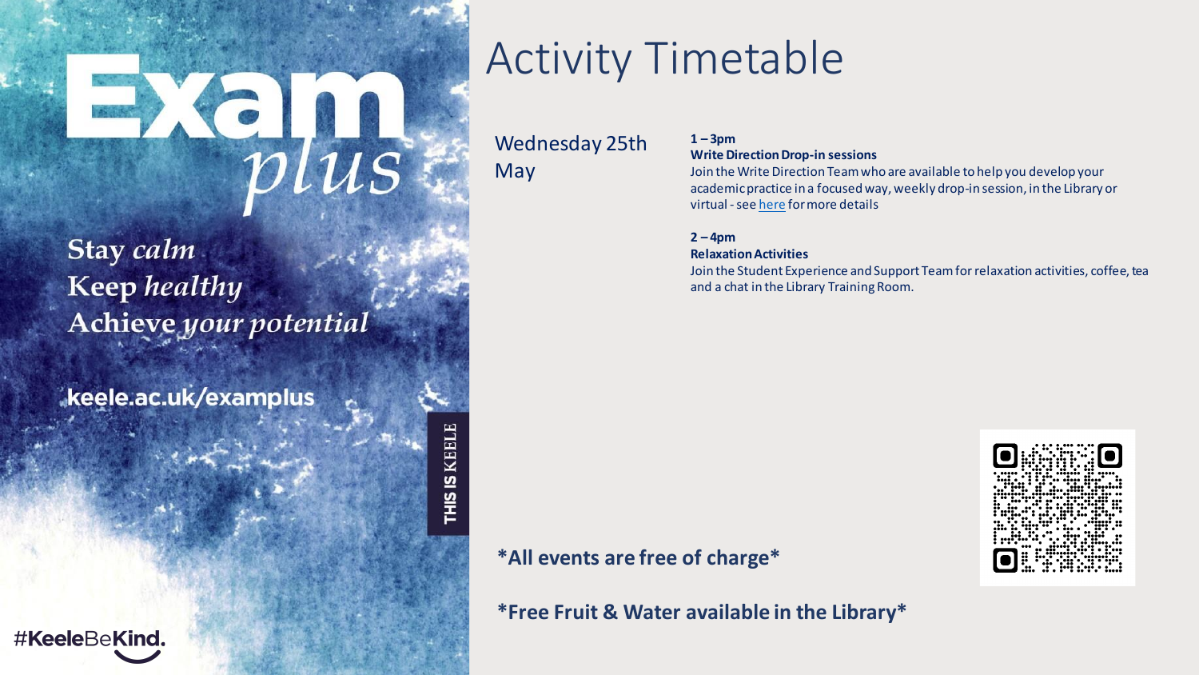Exam *plus*

Stay *calm*
Keep *healthy*
Achieve *your potential*

keele.ac.uk/examplus

THIS IS KEELE

#KeeleBeKind.

# Activity Timetable

Wednesday 25th May

**1 – 3pm**
**Write Direction Drop-in sessions**
Join the Write Direction Team who are available to help you develop your academic practice in a focused way, weekly drop-in session, in the Library or virtual - see here for more details

**2 – 4pm**
**Relaxation Activities**
Join the Student Experience and Support Team for relaxation activities, coffee, tea and a chat in the Library Training Room.

**\*All events are free of charge\***

**\*Free Fruit & Water available in the Library\***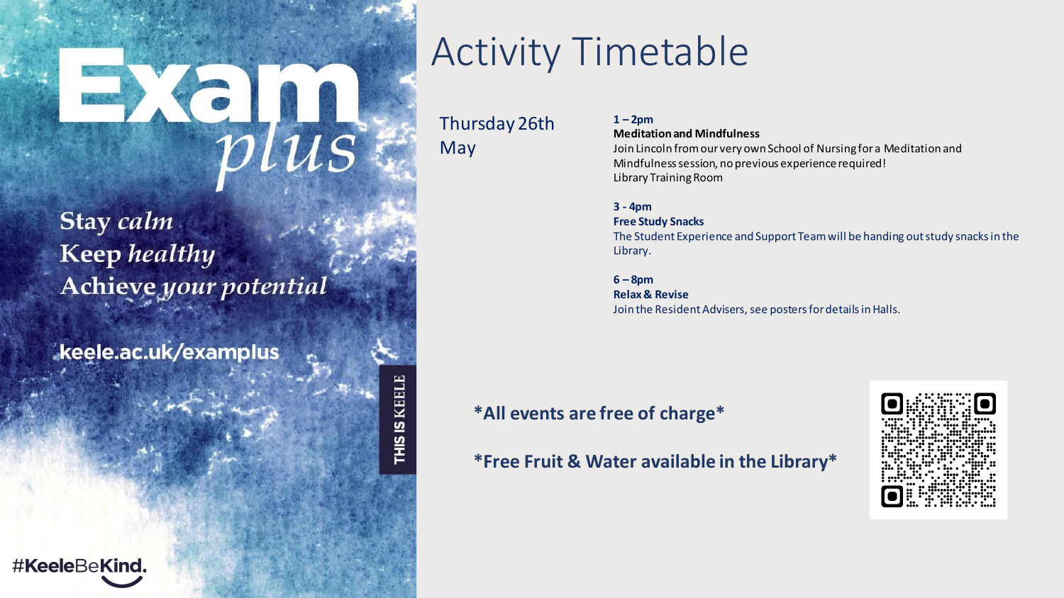# Exam *plus*

**Stay** *calm*
**Keep** *healthy*
**Achieve** *your potential*

**keele.ac.uk/examplus**

**THIS IS** KEELE

**#KeeleBeKind.**

## Activity Timetable

Thursday 26th May

**1 – 2pm**
**Meditation and Mindfulness**
Join Lincoln from our very own School of Nursing for a Meditation and Mindfulness session, no previous experience required!
Library Training Room

**3 - 4pm**
**Free Study Snacks**
The Student Experience and Support Team will be handing out study snacks in the Library.

**6 – 8pm**
**Relax & Revise**
Join the Resident Advisers, see posters for details in Halls.

**\*All events are free of charge\***

**\*Free Fruit & Water available in the Library\***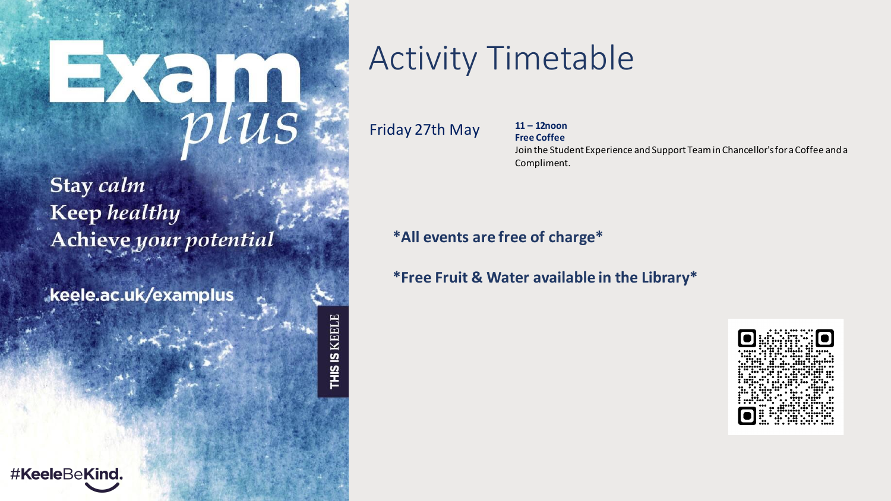# Exam *plus*

**Stay** ***calm***
**Keep** ***healthy***
**Achieve** ***your potential***

**keele.ac.uk/examplus**

**THIS IS KEELE**

**#KeeleBeKind.**

## Activity Timetable

Friday 27th May

**11 – 12noon**
**Free Coffee**
Join the Student Experience and Support Team in Chancellor's for a Coffee and a Compliment.

**\*All events are free of charge\***

**\*Free Fruit & Water available in the Library\***